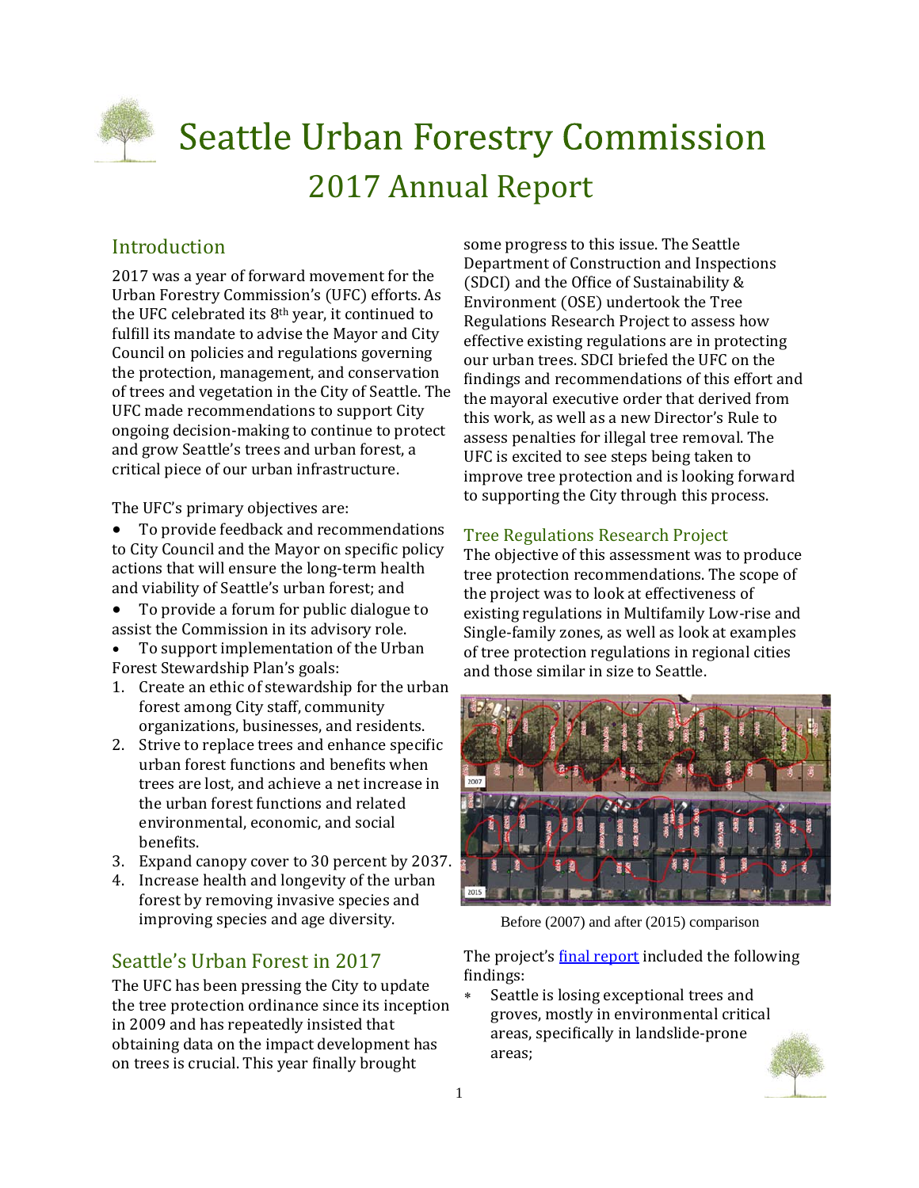# Seattle Urban Forestry Commission

## 2017 Annual Report

### Introduction

2017 was a year of forward movement for the Urban Forestry Commission's (UFC) efforts. As the UFC celebrated its 8th year, it continued to fulfill its mandate to advise the Mayor and City Council on policies and regulations governing the protection, management, and conservation of trees and vegetation in the City of Seattle. The UFC made recommendations to support City ongoing decision-making to continue to protect and grow Seattle's trees and urban forest, a critical piece of our urban infrastructure.

The UFC's primary objectives are:

- To provide feedback and recommendations to City Council and the Mayor on specific policy actions that will ensure the long-term health and viability of Seattle's urban forest; and
- To provide a forum for public dialogue to assist the Commission in its advisory role.
- To support implementation of the Urban Forest Stewardship Plan's goals:

1. Create an ethic of stewardship for the urban forest among City staff, community organizations, businesses, and residents.
2. Strive to replace trees and enhance specific urban forest functions and benefits when trees are lost, and achieve a net increase in the urban forest functions and related environmental, economic, and social benefits.
3. Expand canopy cover to 30 percent by 2037.
4. Increase health and longevity of the urban forest by removing invasive species and improving species and age diversity.

### Seattle's Urban Forest in 2017

The UFC has been pressing the City to update the tree protection ordinance since its inception in 2009 and has repeatedly insisted that obtaining data on the impact development has on trees is crucial. This year finally brought some progress to this issue. The Seattle Department of Construction and Inspections (SDCI) and the Office of Sustainability & Environment (OSE) undertook the Tree Regulations Research Project to assess how effective existing regulations are in protecting our urban trees. SDCI briefed the UFC on the findings and recommendations of this effort and the mayoral executive order that derived from this work, as well as a new Director's Rule to assess penalties for illegal tree removal. The UFC is excited to see steps being taken to improve tree protection and is looking forward to supporting the City through this process.

### Tree Regulations Research Project

The objective of this assessment was to produce tree protection recommendations. The scope of the project was to look at effectiveness of existing regulations in Multifamily Low-rise and Single-family zones, as well as look at examples of tree protection regulations in regional cities and those similar in size to Seattle.

Before (2007) and after (2015) comparison

The project's final report included the following findings:

* Seattle is losing exceptional trees and groves, mostly in environmental critical areas, specifically in landslide-prone areas;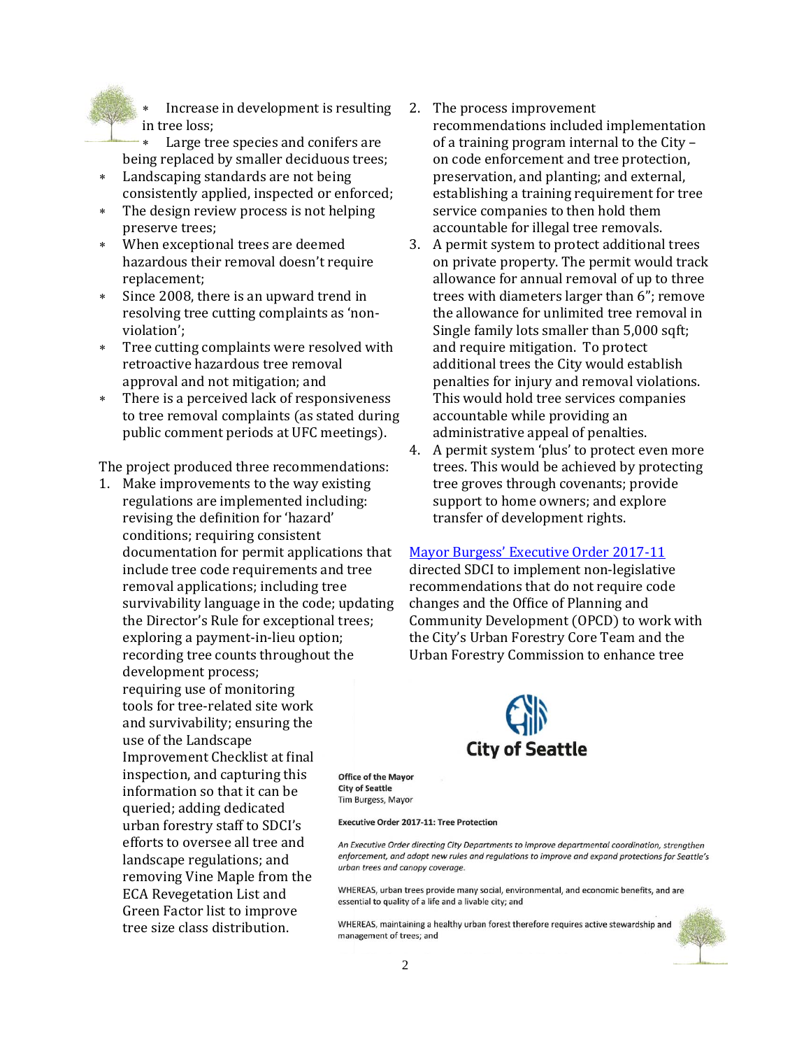- Increase in development is resulting in tree loss;
- Large tree species and conifers are being replaced by smaller deciduous trees;
- Landscaping standards are not being consistently applied, inspected or enforced;
- The design review process is not helping preserve trees;
- When exceptional trees are deemed hazardous their removal doesn't require replacement;
- Since 2008, there is an upward trend in resolving tree cutting complaints as 'non-violation';
- Tree cutting complaints were resolved with retroactive hazardous tree removal approval and not mitigation; and
- There is a perceived lack of responsiveness to tree removal complaints (as stated during public comment periods at UFC meetings).

The project produced three recommendations:

1. Make improvements to the way existing regulations are implemented including: revising the definition for 'hazard' conditions; requiring consistent documentation for permit applications that include tree code requirements and tree removal applications; including tree survivability language in the code; updating the Director's Rule for exceptional trees; exploring a payment-in-lieu option; recording tree counts throughout the development process; requiring use of monitoring tools for tree-related site work and survivability; ensuring the use of the Landscape Improvement Checklist at final inspection, and capturing this information so that it can be queried; adding dedicated urban forestry staff to SDCI's efforts to oversee all tree and landscape regulations; and removing Vine Maple from the ECA Revegetation List and Green Factor list to improve tree size class distribution.
2. The process improvement recommendations included implementation of a training program internal to the City – on code enforcement and tree protection, preservation, and planting; and external, establishing a training requirement for tree service companies to then hold them accountable for illegal tree removals.
3. A permit system to protect additional trees on private property. The permit would track allowance for annual removal of up to three trees with diameters larger than 6"; remove the allowance for unlimited tree removal in Single family lots smaller than 5,000 sqft; and require mitigation. To protect additional trees the City would establish penalties for injury and removal violations. This would hold tree services companies accountable while providing an administrative appeal of penalties.
4. A permit system 'plus' to protect even more trees. This would be achieved by protecting tree groves through covenants; provide support to home owners; and explore transfer of development rights.

Mayor Burgess' Executive Order 2017-11 directed SDCI to implement non-legislative recommendations that do not require code changes and the Office of Planning and Community Development (OPCD) to work with the City's Urban Forestry Core Team and the Urban Forestry Commission to enhance tree

City of Seattle

Office of the Mayor
City of Seattle
Tim Burgess, Mayor

**Executive Order 2017-11: Tree Protection**

*An Executive Order directing City Departments to improve departmental coordination, strengthen enforcement, and adopt new rules and regulations to improve and expand protections for Seattle's urban trees and canopy coverage.*

WHEREAS, urban trees provide many social, environmental, and economic benefits, and are essential to quality of a life and a livable city; and

WHEREAS, maintaining a healthy urban forest therefore requires active stewardship and management of trees; and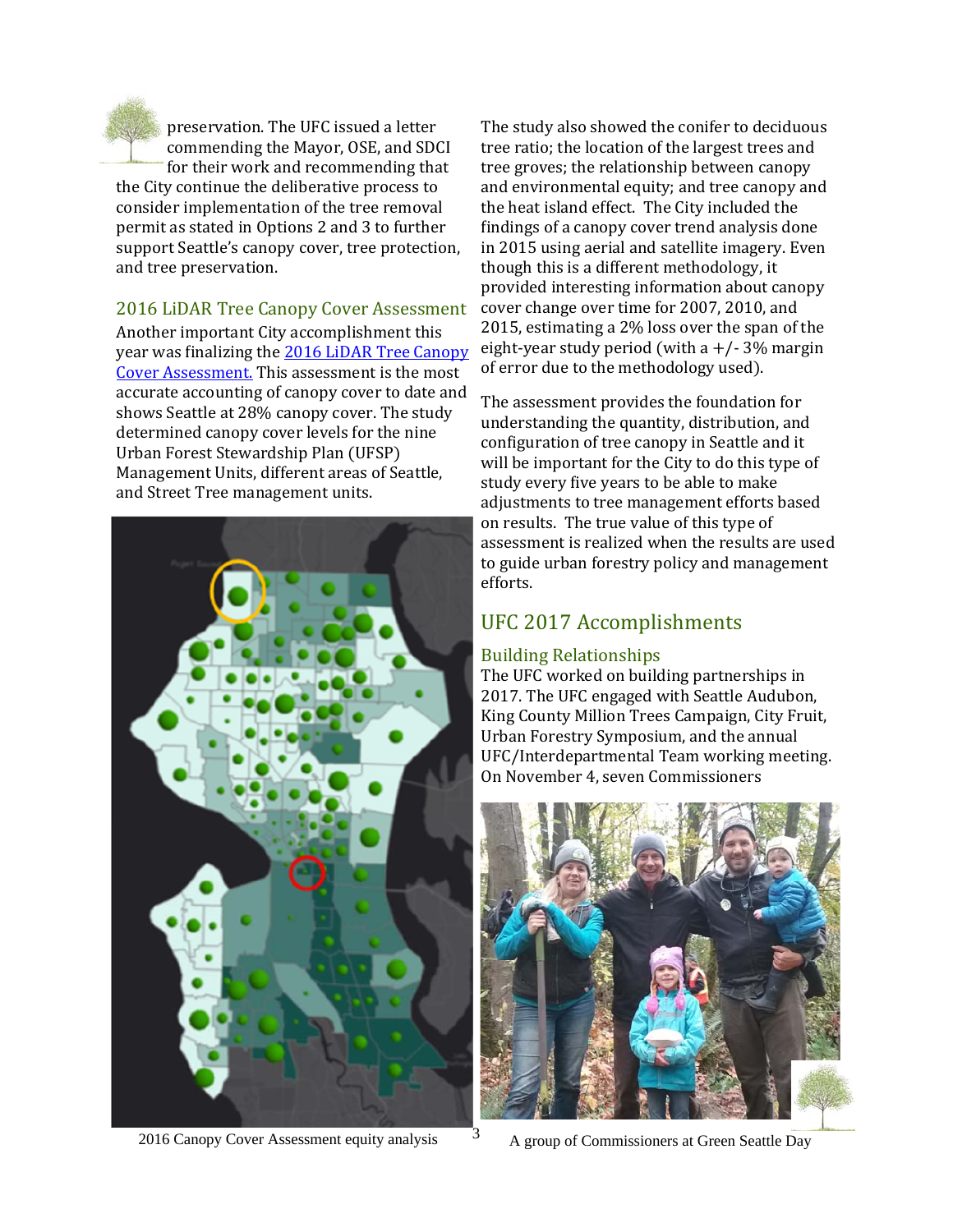preservation. The UFC issued a letter commending the Mayor, OSE, and SDCI for their work and recommending that the City continue the deliberative process to consider implementation of the tree removal permit as stated in Options 2 and 3 to further support Seattle's canopy cover, tree protection, and tree preservation.

### 2016 LiDAR Tree Canopy Cover Assessment

Another important City accomplishment this year was finalizing the [2016 LiDAR Tree Canopy Cover Assessment.](#) This assessment is the most accurate accounting of canopy cover to date and shows Seattle at 28% canopy cover. The study determined canopy cover levels for the nine Urban Forest Stewardship Plan (UFSP) Management Units, different areas of Seattle, and Street Tree management units.

2016 Canopy Cover Assessment equity analysis

The study also showed the conifer to deciduous tree ratio; the location of the largest trees and tree groves; the relationship between canopy and environmental equity; and tree canopy and the heat island effect. The City included the findings of a canopy cover trend analysis done in 2015 using aerial and satellite imagery. Even though this is a different methodology, it provided interesting information about canopy cover change over time for 2007, 2010, and 2015, estimating a 2% loss over the span of the eight-year study period (with a +/- 3% margin of error due to the methodology used).

The assessment provides the foundation for understanding the quantity, distribution, and configuration of tree canopy in Seattle and it will be important for the City to do this type of study every five years to be able to make adjustments to tree management efforts based on results. The true value of this type of assessment is realized when the results are used to guide urban forestry policy and management efforts.

## UFC 2017 Accomplishments

### Building Relationships

The UFC worked on building partnerships in 2017. The UFC engaged with Seattle Audubon, King County Million Trees Campaign, City Fruit, Urban Forestry Symposium, and the annual UFC/Interdepartmental Team working meeting. On November 4, seven Commissioners

A group of Commissioners at Green Seattle Day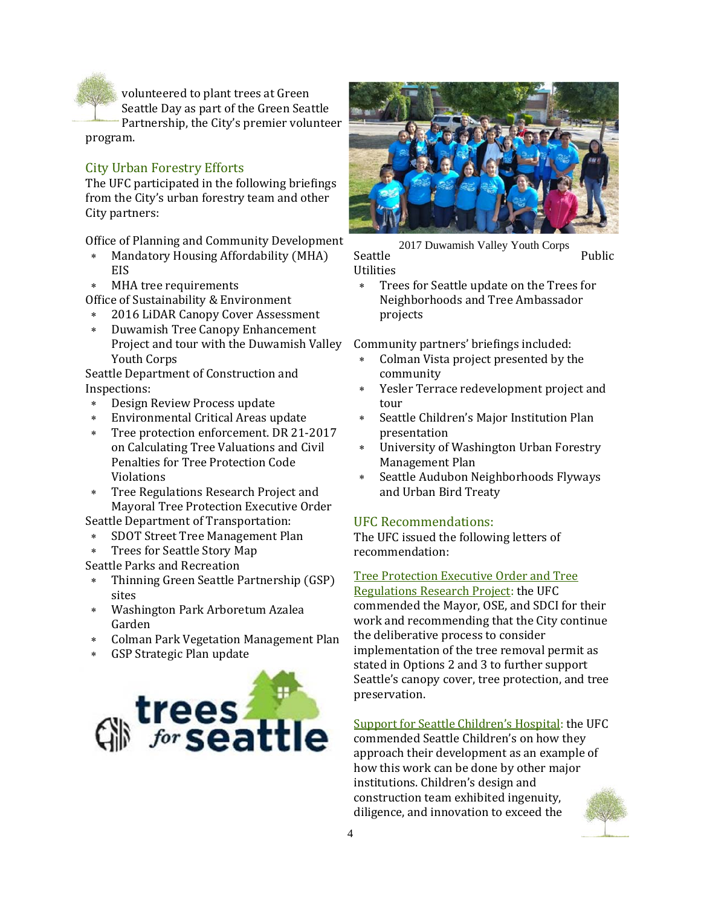volunteered to plant trees at Green Seattle Day as part of the Green Seattle Partnership, the City's premier volunteer program.

## City Urban Forestry Efforts

The UFC participated in the following briefings from the City's urban forestry team and other City partners:

Office of Planning and Community Development

- Mandatory Housing Affordability (MHA) EIS
- MHA tree requirements

Office of Sustainability & Environment

- 2016 LiDAR Canopy Cover Assessment
- Duwamish Tree Canopy Enhancement Project and tour with the Duwamish Valley Youth Corps

Seattle Department of Construction and Inspections:

- Design Review Process update
- Environmental Critical Areas update
- Tree protection enforcement. DR 21-2017 on Calculating Tree Valuations and Civil Penalties for Tree Protection Code Violations
- Tree Regulations Research Project and Mayoral Tree Protection Executive Order

Seattle Department of Transportation:

- SDOT Street Tree Management Plan
- Trees for Seattle Story Map

Seattle Parks and Recreation

- Thinning Green Seattle Partnership (GSP) sites
- Washington Park Arboretum Azalea Garden
- Colman Park Vegetation Management Plan
- GSP Strategic Plan update

2017 Duwamish Valley Youth Corps

Seattle Public Utilities

- Trees for Seattle update on the Trees for Neighborhoods and Tree Ambassador projects

Community partners' briefings included:

- Colman Vista project presented by the community
- Yesler Terrace redevelopment project and tour
- Seattle Children's Major Institution Plan presentation
- University of Washington Urban Forestry Management Plan
- Seattle Audubon Neighborhoods Flyways and Urban Bird Treaty

## UFC Recommendations:

The UFC issued the following letters of recommendation:

Tree Protection Executive Order and Tree Regulations Research Project: the UFC commended the Mayor, OSE, and SDCI for their work and recommending that the City continue the deliberative process to consider implementation of the tree removal permit as stated in Options 2 and 3 to further support Seattle's canopy cover, tree protection, and tree preservation.

Support for Seattle Children's Hospital: the UFC commended Seattle Children's on how they approach their development as an example of how this work can be done by other major institutions. Children's design and construction team exhibited ingenuity, diligence, and innovation to exceed the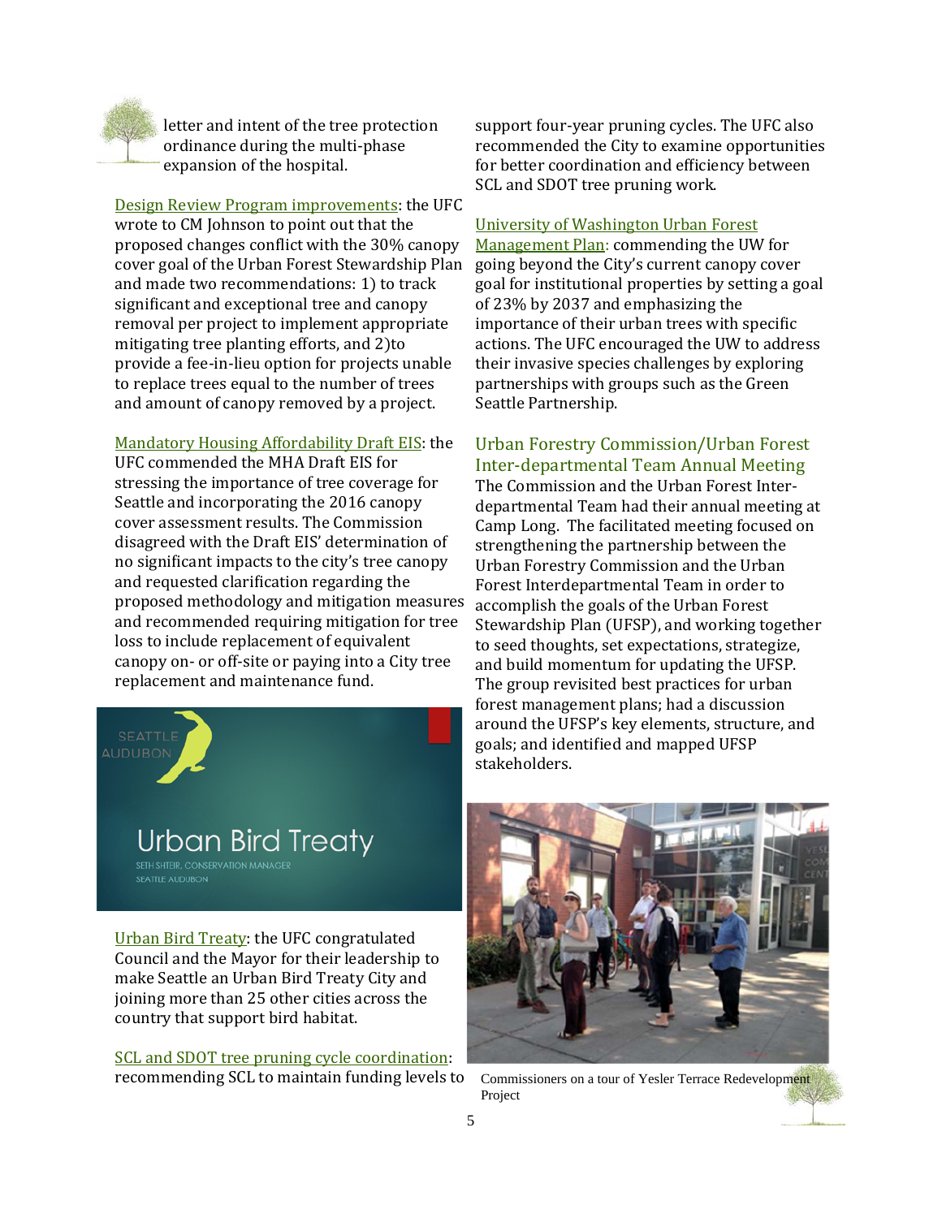letter and intent of the tree protection ordinance during the multi-phase expansion of the hospital.

Design Review Program improvements: the UFC wrote to CM Johnson to point out that the proposed changes conflict with the 30% canopy cover goal of the Urban Forest Stewardship Plan and made two recommendations: 1) to track significant and exceptional tree and canopy removal per project to implement appropriate mitigating tree planting efforts, and 2)to provide a fee-in-lieu option for projects unable to replace trees equal to the number of trees and amount of canopy removed by a project.

Mandatory Housing Affordability Draft EIS: the UFC commended the MHA Draft EIS for stressing the importance of tree coverage for Seattle and incorporating the 2016 canopy cover assessment results. The Commission disagreed with the Draft EIS' determination of no significant impacts to the city's tree canopy and requested clarification regarding the proposed methodology and mitigation measures and recommended requiring mitigation for tree loss to include replacement of equivalent canopy on- or off-site or paying into a City tree replacement and maintenance fund.

Urban Bird Treaty: the UFC congratulated Council and the Mayor for their leadership to make Seattle an Urban Bird Treaty City and joining more than 25 other cities across the country that support bird habitat.

SCL and SDOT tree pruning cycle coordination: recommending SCL to maintain funding levels to support four-year pruning cycles. The UFC also recommended the City to examine opportunities for better coordination and efficiency between SCL and SDOT tree pruning work.

University of Washington Urban Forest Management Plan: commending the UW for going beyond the City's current canopy cover goal for institutional properties by setting a goal of 23% by 2037 and emphasizing the importance of their urban trees with specific actions. The UFC encouraged the UW to address their invasive species challenges by exploring partnerships with groups such as the Green Seattle Partnership.

## Urban Forestry Commission/Urban Forest Inter-departmental Team Annual Meeting

The Commission and the Urban Forest Inter-departmental Team had their annual meeting at Camp Long. The facilitated meeting focused on strengthening the partnership between the Urban Forestry Commission and the Urban Forest Interdepartmental Team in order to accomplish the goals of the Urban Forest Stewardship Plan (UFSP), and working together to seed thoughts, set expectations, strategize, and build momentum for updating the UFSP. The group revisited best practices for urban forest management plans; had a discussion around the UFSP's key elements, structure, and goals; and identified and mapped UFSP stakeholders.

Commissioners on a tour of Yesler Terrace Redevelopment Project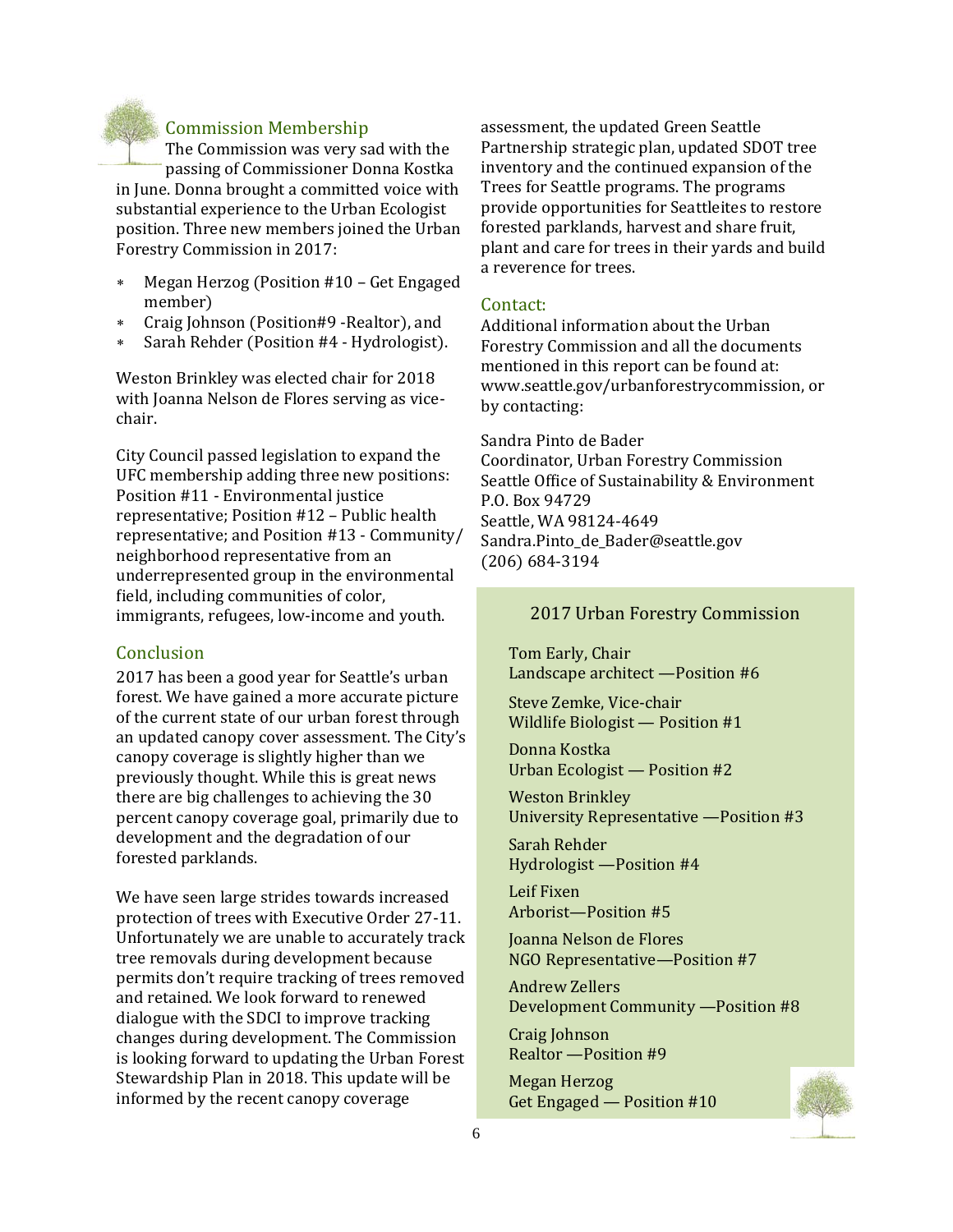## Commission Membership

The Commission was very sad with the passing of Commissioner Donna Kostka in June. Donna brought a committed voice with substantial experience to the Urban Ecologist position. Three new members joined the Urban Forestry Commission in 2017:

- Megan Herzog (Position #10 – Get Engaged member)
- Craig Johnson (Position#9 -Realtor), and
- Sarah Rehder (Position #4 - Hydrologist).

Weston Brinkley was elected chair for 2018 with Joanna Nelson de Flores serving as vice-chair.

City Council passed legislation to expand the UFC membership adding three new positions: Position #11 - Environmental justice representative; Position #12 – Public health representative; and Position #13 - Community/ neighborhood representative from an underrepresented group in the environmental field, including communities of color, immigrants, refugees, low-income and youth.

## Conclusion

2017 has been a good year for Seattle's urban forest. We have gained a more accurate picture of the current state of our urban forest through an updated canopy cover assessment. The City's canopy coverage is slightly higher than we previously thought. While this is great news there are big challenges to achieving the 30 percent canopy coverage goal, primarily due to development and the degradation of our forested parklands.

We have seen large strides towards increased protection of trees with Executive Order 27-11. Unfortunately we are unable to accurately track tree removals during development because permits don't require tracking of trees removed and retained. We look forward to renewed dialogue with the SDCI to improve tracking changes during development. The Commission is looking forward to updating the Urban Forest Stewardship Plan in 2018. This update will be informed by the recent canopy coverage assessment, the updated Green Seattle Partnership strategic plan, updated SDOT tree inventory and the continued expansion of the Trees for Seattle programs. The programs provide opportunities for Seattleites to restore forested parklands, harvest and share fruit, plant and care for trees in their yards and build a reverence for trees.

## Contact:

Additional information about the Urban Forestry Commission and all the documents mentioned in this report can be found at: www.seattle.gov/urbanforestrycommission, or by contacting:

Sandra Pinto de Bader
Coordinator, Urban Forestry Commission
Seattle Office of Sustainability & Environment
P.O. Box 94729
Seattle, WA 98124-4649
Sandra.Pinto_de_Bader@seattle.gov
(206) 684-3194

### 2017 Urban Forestry Commission

Tom Early, Chair
Landscape architect —Position #6

Steve Zemke, Vice-chair
Wildlife Biologist — Position #1

Donna Kostka
Urban Ecologist — Position #2

Weston Brinkley
University Representative —Position #3

Sarah Rehder
Hydrologist —Position #4

Leif Fixen
Arborist—Position #5

Joanna Nelson de Flores
NGO Representative—Position #7

Andrew Zellers
Development Community —Position #8

Craig Johnson
Realtor —Position #9

Megan Herzog
Get Engaged — Position #10